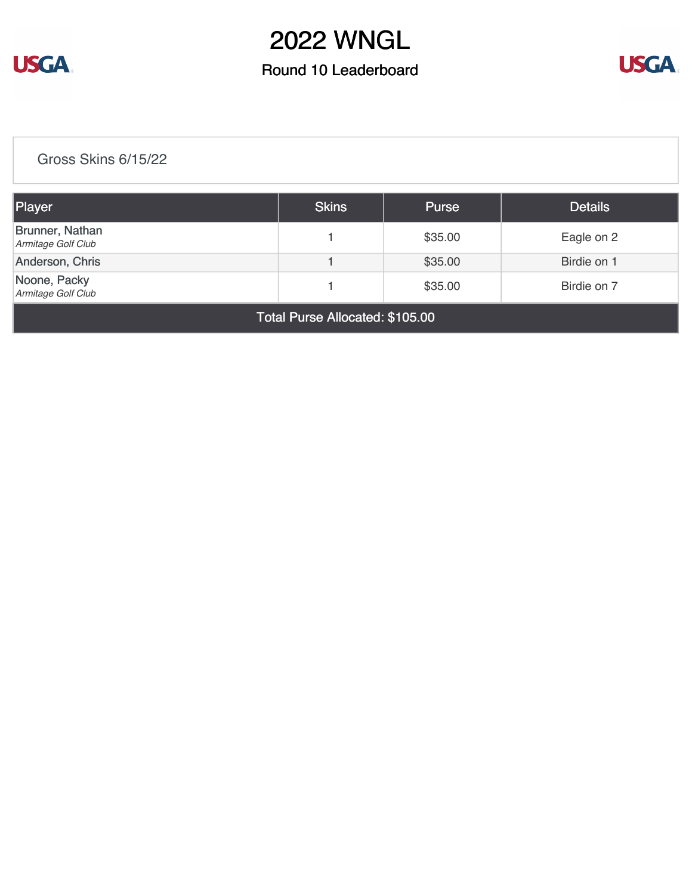# 2022 WNGL

## Round 10 Leaderboard

Gross Skins 6/15/22

| Player | Skins | Purse | Details |
|---|---|---|---|
| Brunner, Nathan<br>*Armitage Golf Club* | 1 | $35.00 | Eagle on 2 |
| Anderson, Chris | 1 | $35.00 | Birdie on 1 |
| Noone, Packy<br>*Armitage Golf Club* | 1 | $35.00 | Birdie on 7 |
| Total Purse Allocated: $105.00 | | | |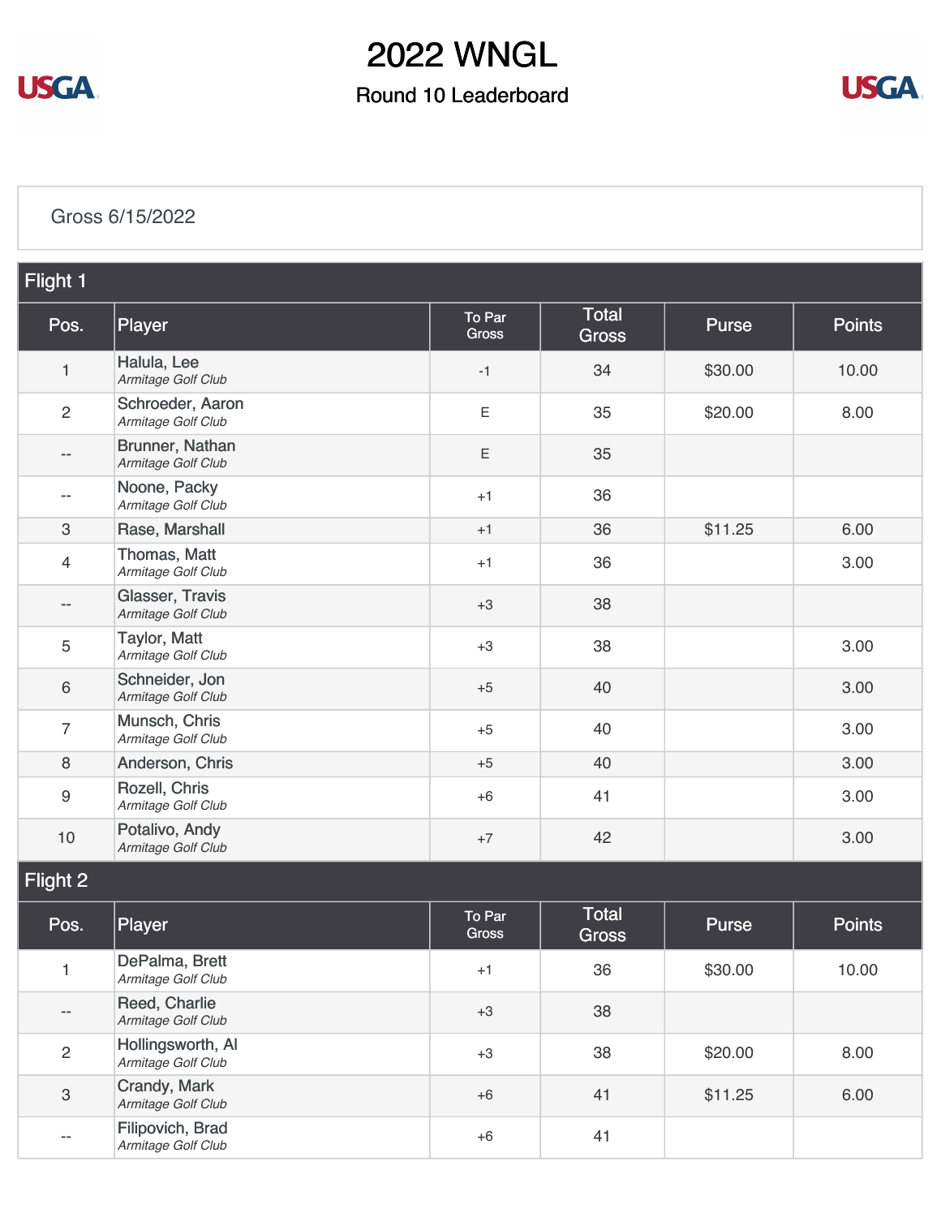# 2022 WNGL

## Round 10 Leaderboard

Gross 6/15/2022

### Flight 1

| Pos. | Player | To Par Gross | Total Gross | Purse | Points |
|---|---|---|---|---|---|
| 1 | Halula, Lee<br>*Armitage Golf Club* | -1 | 34 | $30.00 | 10.00 |
| 2 | Schroeder, Aaron<br>*Armitage Golf Club* | E | 35 | $20.00 | 8.00 |
| -- | Brunner, Nathan<br>*Armitage Golf Club* | E | 35 | | |
| -- | Noone, Packy<br>*Armitage Golf Club* | +1 | 36 | | |
| 3 | Rase, Marshall | +1 | 36 | $11.25 | 6.00 |
| 4 | Thomas, Matt<br>*Armitage Golf Club* | +1 | 36 | | 3.00 |
| -- | Glasser, Travis<br>*Armitage Golf Club* | +3 | 38 | | |
| 5 | Taylor, Matt<br>*Armitage Golf Club* | +3 | 38 | | 3.00 |
| 6 | Schneider, Jon<br>*Armitage Golf Club* | +5 | 40 | | 3.00 |
| 7 | Munsch, Chris<br>*Armitage Golf Club* | +5 | 40 | | 3.00 |
| 8 | Anderson, Chris | +5 | 40 | | 3.00 |
| 9 | Rozell, Chris<br>*Armitage Golf Club* | +6 | 41 | | 3.00 |
| 10 | Potalivo, Andy<br>*Armitage Golf Club* | +7 | 42 | | 3.00 |

### Flight 2

| Pos. | Player | To Par Gross | Total Gross | Purse | Points |
|---|---|---|---|---|---|
| 1 | DePalma, Brett<br>*Armitage Golf Club* | +1 | 36 | $30.00 | 10.00 |
| -- | Reed, Charlie<br>*Armitage Golf Club* | +3 | 38 | | |
| 2 | Hollingsworth, Al<br>*Armitage Golf Club* | +3 | 38 | $20.00 | 8.00 |
| 3 | Crandy, Mark<br>*Armitage Golf Club* | +6 | 41 | $11.25 | 6.00 |
| -- | Filipovich, Brad<br>*Armitage Golf Club* | +6 | 41 | | |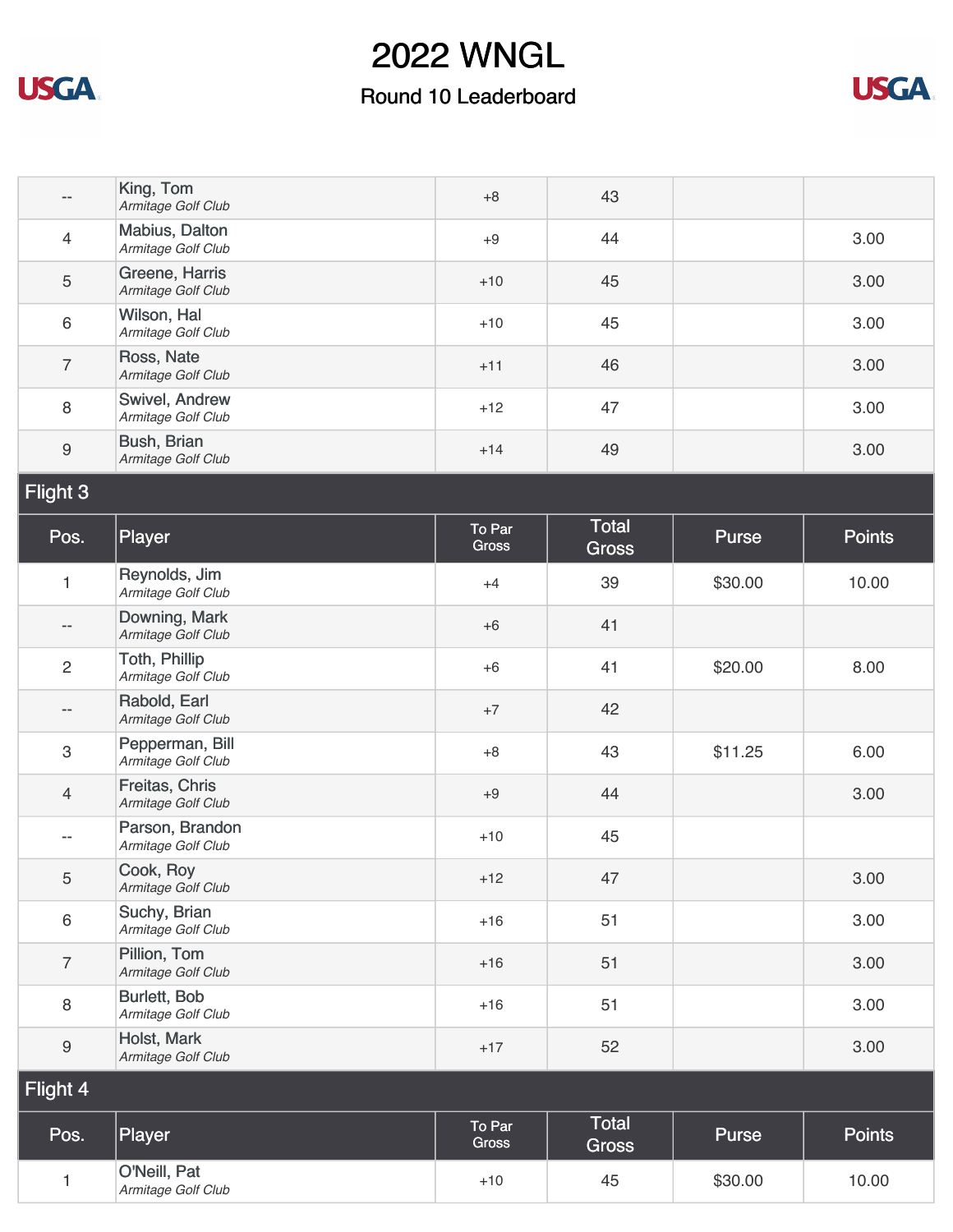# 2022 WNGL

## Round 10 Leaderboard

| | | | | | |
|---|---|---|---|---|---|
| -- | King, Tom *Armitage Golf Club* | +8 | 43 | | |
| 4 | Mabius, Dalton *Armitage Golf Club* | +9 | 44 | | 3.00 |
| 5 | Greene, Harris *Armitage Golf Club* | +10 | 45 | | 3.00 |
| 6 | Wilson, Hal *Armitage Golf Club* | +10 | 45 | | 3.00 |
| 7 | Ross, Nate *Armitage Golf Club* | +11 | 46 | | 3.00 |
| 8 | Swivel, Andrew *Armitage Golf Club* | +12 | 47 | | 3.00 |
| 9 | Bush, Brian *Armitage Golf Club* | +14 | 49 | | 3.00 |

### Flight 3

| Pos. | Player | To Par Gross | Total Gross | Purse | Points |
|---|---|---|---|---|---|
| 1 | Reynolds, Jim *Armitage Golf Club* | +4 | 39 | $30.00 | 10.00 |
| -- | Downing, Mark *Armitage Golf Club* | +6 | 41 | | |
| 2 | Toth, Phillip *Armitage Golf Club* | +6 | 41 | $20.00 | 8.00 |
| -- | Rabold, Earl *Armitage Golf Club* | +7 | 42 | | |
| 3 | Pepperman, Bill *Armitage Golf Club* | +8 | 43 | $11.25 | 6.00 |
| 4 | Freitas, Chris *Armitage Golf Club* | +9 | 44 | | 3.00 |
| -- | Parson, Brandon *Armitage Golf Club* | +10 | 45 | | |
| 5 | Cook, Roy *Armitage Golf Club* | +12 | 47 | | 3.00 |
| 6 | Suchy, Brian *Armitage Golf Club* | +16 | 51 | | 3.00 |
| 7 | Pillion, Tom *Armitage Golf Club* | +16 | 51 | | 3.00 |
| 8 | Burlett, Bob *Armitage Golf Club* | +16 | 51 | | 3.00 |
| 9 | Holst, Mark *Armitage Golf Club* | +17 | 52 | | 3.00 |

### Flight 4

| Pos. | Player | To Par Gross | Total Gross | Purse | Points |
|---|---|---|---|---|---|
| 1 | O'Neill, Pat *Armitage Golf Club* | +10 | 45 | $30.00 | 10.00 |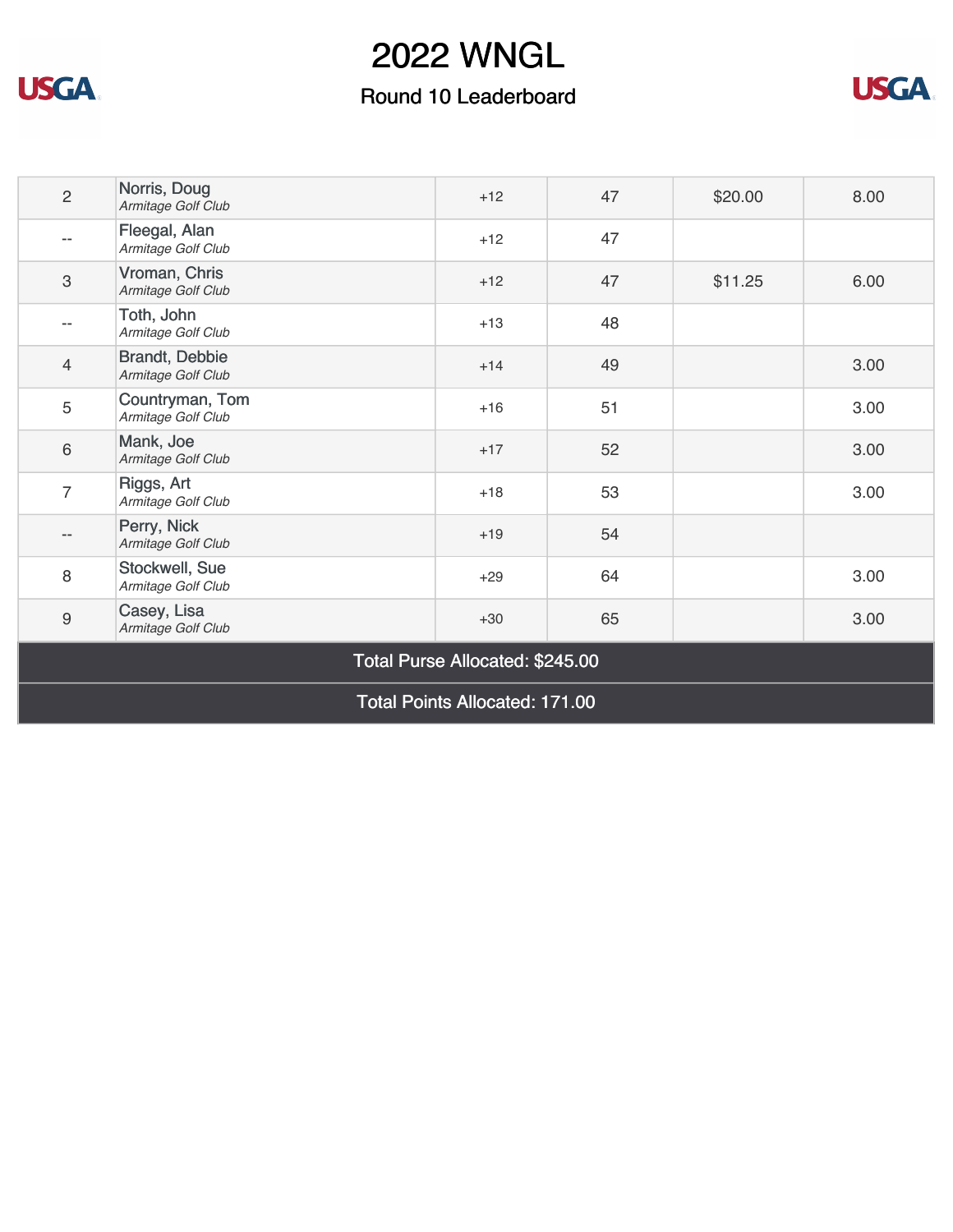# 2022 WNGL

## Round 10 Leaderboard

| | | | | | |
|---|---|---|---|---|---|
| 2 | Norris, Doug *Armitage Golf Club* | +12 | 47 | $20.00 | 8.00 |
| -- | Fleegal, Alan *Armitage Golf Club* | +12 | 47 | | |
| 3 | Vroman, Chris *Armitage Golf Club* | +12 | 47 | $11.25 | 6.00 |
| -- | Toth, John *Armitage Golf Club* | +13 | 48 | | |
| 4 | Brandt, Debbie *Armitage Golf Club* | +14 | 49 | | 3.00 |
| 5 | Countryman, Tom *Armitage Golf Club* | +16 | 51 | | 3.00 |
| 6 | Mank, Joe *Armitage Golf Club* | +17 | 52 | | 3.00 |
| 7 | Riggs, Art *Armitage Golf Club* | +18 | 53 | | 3.00 |
| -- | Perry, Nick *Armitage Golf Club* | +19 | 54 | | |
| 8 | Stockwell, Sue *Armitage Golf Club* | +29 | 64 | | 3.00 |
| 9 | Casey, Lisa *Armitage Golf Club* | +30 | 65 | | 3.00 |

Total Purse Allocated: $245.00

Total Points Allocated: 171.00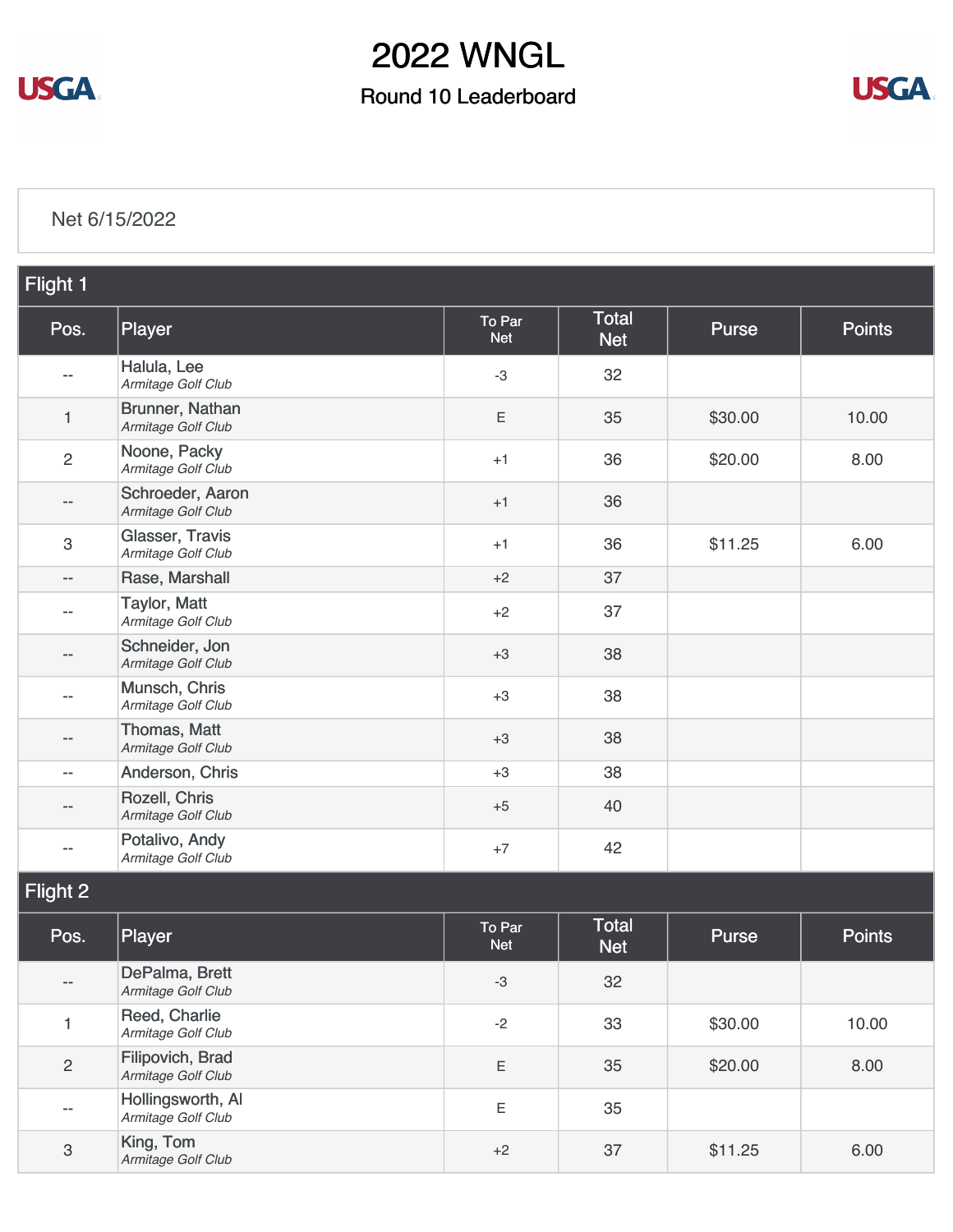# 2022 WNGL

## Round 10 Leaderboard

Net 6/15/2022

### Flight 1

| Pos. | Player | To Par Net | Total Net | Purse | Points |
|---|---|---|---|---|---|
| -- | Halula, Lee<br>*Armitage Golf Club* | -3 | 32 | | |
| 1 | Brunner, Nathan<br>*Armitage Golf Club* | E | 35 | $30.00 | 10.00 |
| 2 | Noone, Packy<br>*Armitage Golf Club* | +1 | 36 | $20.00 | 8.00 |
| -- | Schroeder, Aaron<br>*Armitage Golf Club* | +1 | 36 | | |
| 3 | Glasser, Travis<br>*Armitage Golf Club* | +1 | 36 | $11.25 | 6.00 |
| -- | Rase, Marshall | +2 | 37 | | |
| -- | Taylor, Matt<br>*Armitage Golf Club* | +2 | 37 | | |
| -- | Schneider, Jon<br>*Armitage Golf Club* | +3 | 38 | | |
| -- | Munsch, Chris<br>*Armitage Golf Club* | +3 | 38 | | |
| -- | Thomas, Matt<br>*Armitage Golf Club* | +3 | 38 | | |
| -- | Anderson, Chris | +3 | 38 | | |
| -- | Rozell, Chris<br>*Armitage Golf Club* | +5 | 40 | | |
| -- | Potalivo, Andy<br>*Armitage Golf Club* | +7 | 42 | | |

### Flight 2

| Pos. | Player | To Par Net | Total Net | Purse | Points |
|---|---|---|---|---|---|
| -- | DePalma, Brett<br>*Armitage Golf Club* | -3 | 32 | | |
| 1 | Reed, Charlie<br>*Armitage Golf Club* | -2 | 33 | $30.00 | 10.00 |
| 2 | Filipovich, Brad<br>*Armitage Golf Club* | E | 35 | $20.00 | 8.00 |
| -- | Hollingsworth, Al<br>*Armitage Golf Club* | E | 35 | | |
| 3 | King, Tom<br>*Armitage Golf Club* | +2 | 37 | $11.25 | 6.00 |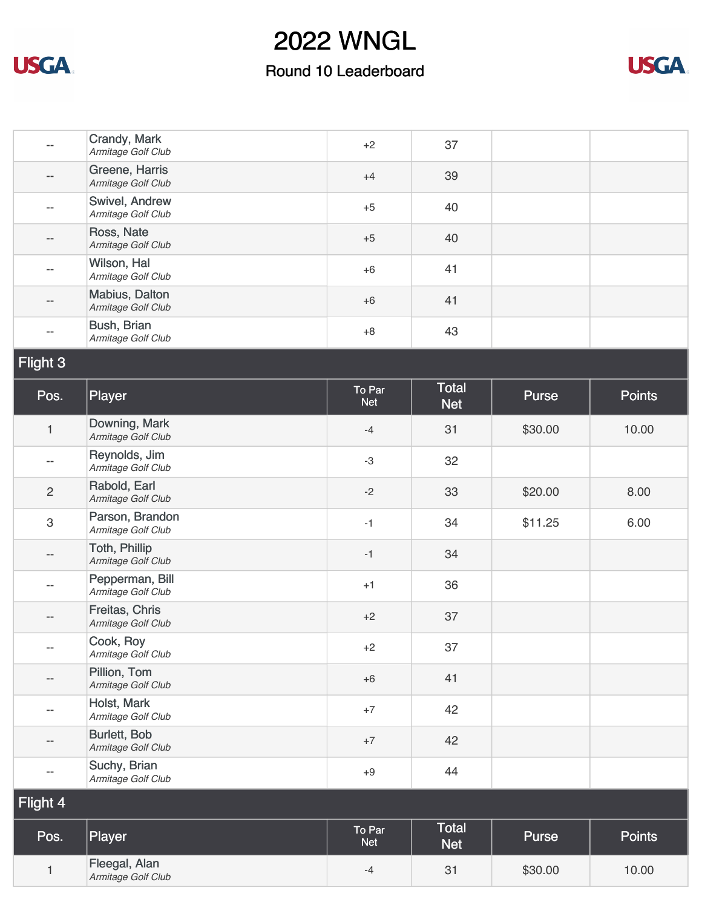# 2022 WNGL

## Round 10 Leaderboard

| Pos. | Player | To Par Net | Total Net | Purse | Points |
|---|---|---|---|---|---|
| -- | Crandy, Mark *Armitage Golf Club* | +2 | 37 | | |
| -- | Greene, Harris *Armitage Golf Club* | +4 | 39 | | |
| -- | Swivel, Andrew *Armitage Golf Club* | +5 | 40 | | |
| -- | Ross, Nate *Armitage Golf Club* | +5 | 40 | | |
| -- | Wilson, Hal *Armitage Golf Club* | +6 | 41 | | |
| -- | Mabius, Dalton *Armitage Golf Club* | +6 | 41 | | |
| -- | Bush, Brian *Armitage Golf Club* | +8 | 43 | | |

### Flight 3

| Pos. | Player | To Par Net | Total Net | Purse | Points |
|---|---|---|---|---|---|
| 1 | Downing, Mark *Armitage Golf Club* | -4 | 31 | $30.00 | 10.00 |
| -- | Reynolds, Jim *Armitage Golf Club* | -3 | 32 | | |
| 2 | Rabold, Earl *Armitage Golf Club* | -2 | 33 | $20.00 | 8.00 |
| 3 | Parson, Brandon *Armitage Golf Club* | -1 | 34 | $11.25 | 6.00 |
| -- | Toth, Phillip *Armitage Golf Club* | -1 | 34 | | |
| -- | Pepperman, Bill *Armitage Golf Club* | +1 | 36 | | |
| -- | Freitas, Chris *Armitage Golf Club* | +2 | 37 | | |
| -- | Cook, Roy *Armitage Golf Club* | +2 | 37 | | |
| -- | Pillion, Tom *Armitage Golf Club* | +6 | 41 | | |
| -- | Holst, Mark *Armitage Golf Club* | +7 | 42 | | |
| -- | Burlett, Bob *Armitage Golf Club* | +7 | 42 | | |
| -- | Suchy, Brian *Armitage Golf Club* | +9 | 44 | | |

### Flight 4

| Pos. | Player | To Par Net | Total Net | Purse | Points |
|---|---|---|---|---|---|
| 1 | Fleegal, Alan *Armitage Golf Club* | -4 | 31 | $30.00 | 10.00 |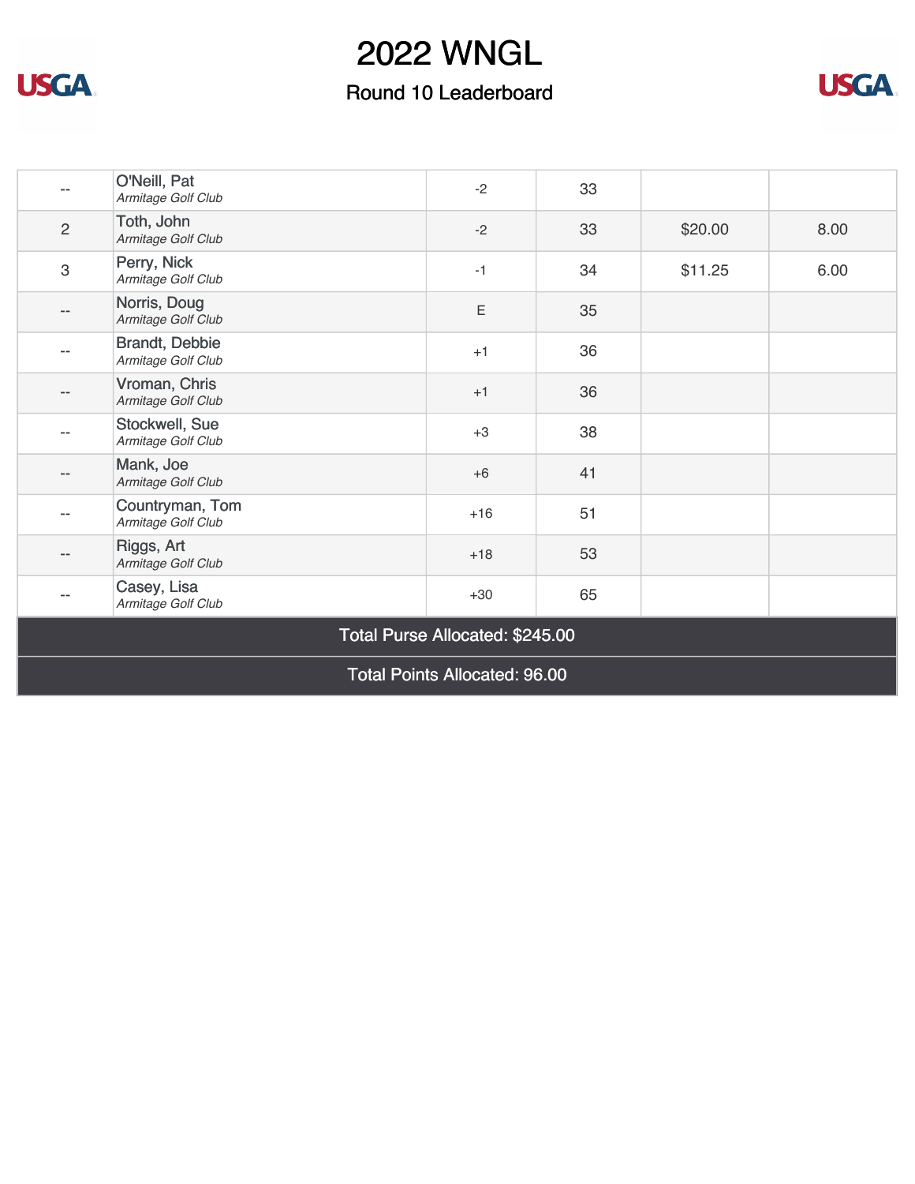# 2022 WNGL

## Round 10 Leaderboard

| | | | | | |
|---|---|---|---|---|---|
| -- | O'Neill, Pat<br>*Armitage Golf Club* | -2 | 33 | | |
| 2 | Toth, John<br>*Armitage Golf Club* | -2 | 33 | $20.00 | 8.00 |
| 3 | Perry, Nick<br>*Armitage Golf Club* | -1 | 34 | $11.25 | 6.00 |
| -- | Norris, Doug<br>*Armitage Golf Club* | E | 35 | | |
| -- | Brandt, Debbie<br>*Armitage Golf Club* | +1 | 36 | | |
| -- | Vroman, Chris<br>*Armitage Golf Club* | +1 | 36 | | |
| -- | Stockwell, Sue<br>*Armitage Golf Club* | +3 | 38 | | |
| -- | Mank, Joe<br>*Armitage Golf Club* | +6 | 41 | | |
| -- | Countryman, Tom<br>*Armitage Golf Club* | +16 | 51 | | |
| -- | Riggs, Art<br>*Armitage Golf Club* | +18 | 53 | | |
| -- | Casey, Lisa<br>*Armitage Golf Club* | +30 | 65 | | |

Total Purse Allocated: $245.00

Total Points Allocated: 96.00